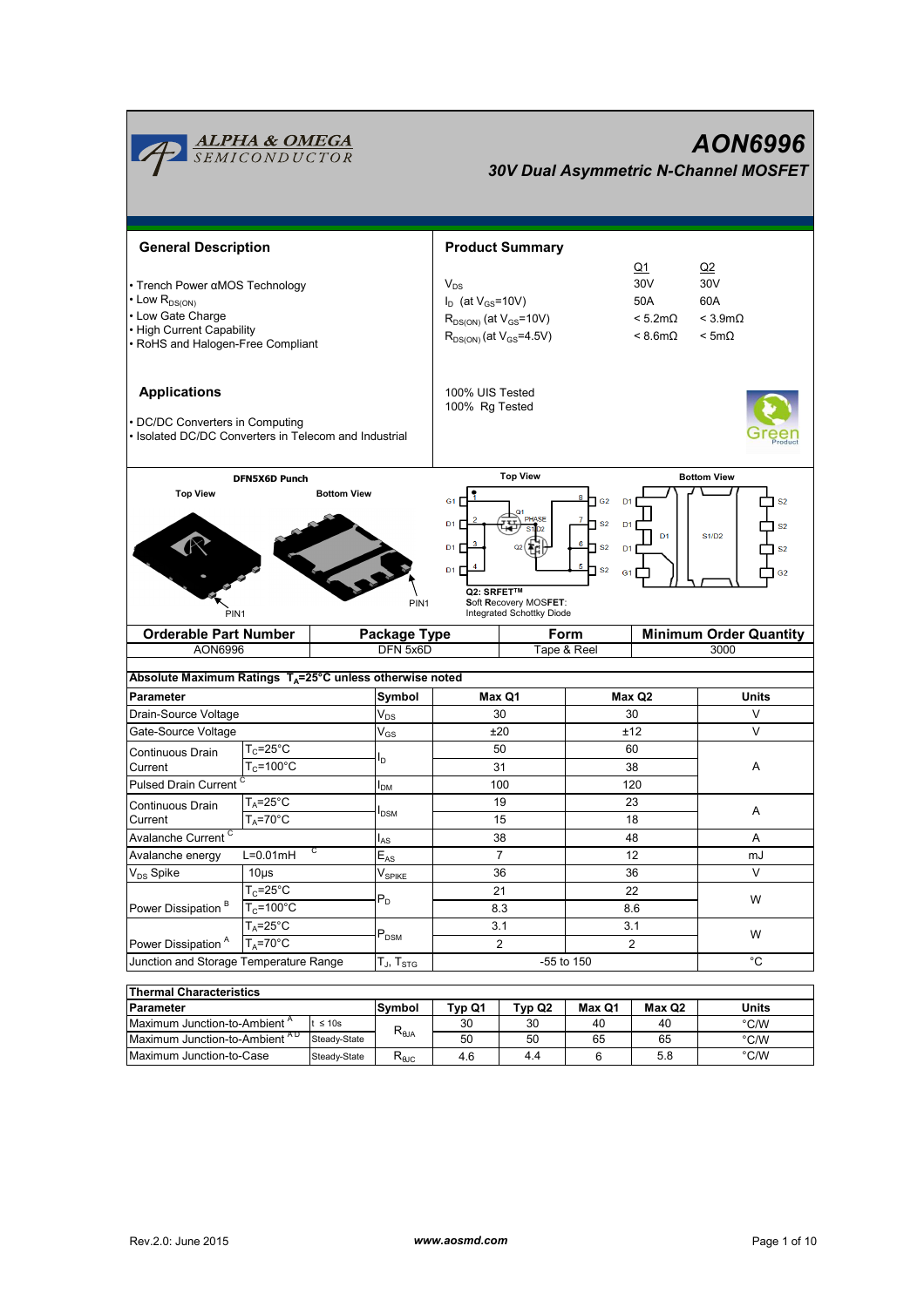# AON6996

## 30V Dual Asymmetric N-Channel MOSFET

## General Description

- Trench Power αMOS Technology
- Low $R_{DS(ON)}$
- Low Gate Charge
- High Current Capability
- RoHS and Halogen-Free Compliant

## Product Summary

| | Q1 | Q2 |
|---|---|---|
| $V_{DS}$ | 30V | 30V |
| $I_D$ (at $V_{GS}$=10V) | 50A | 60A |
| $R_{DS(ON)}$ (at $V_{GS}$=10V) | < 5.2mΩ | < 3.9mΩ |
| $R_{DS(ON)}$ (at $V_{GS}$=4.5V) | < 8.6mΩ | < 5mΩ |

100% UIS Tested
100% Rg Tested

## Applications

- DC/DC Converters in Computing
- Isolated DC/DC Converters in Telecom and Industrial

DFN5X6D Punch

Top View — Bottom View — PIN1

Q2: SRFET™
Soft Recovery MOSFET:
Integrated Schottky Diode

| Orderable Part Number | Package Type | Form | Minimum Order Quantity |
|---|---|---|---|
| AON6996 | DFN 5x6D | Tape & Reel | 3000 |

**Absolute Maximum Ratings $T_A$=25°C unless otherwise noted**

| Parameter | | Symbol | Max Q1 | Max Q2 | Units |
|---|---|---|---|---|---|
| Drain-Source Voltage | | $V_{DS}$ | 30 | 30 | V |
| Gate-Source Voltage | | $V_{GS}$ | ±20 | ±12 | V |
| Continuous Drain Current | $T_C$=25°C | $I_D$ | 50 | 60 | A |
| | $T_C$=100°C | | 31 | 38 | |
| Pulsed Drain Current [C] | | $I_{DM}$ | 100 | 120 | |
| Continuous Drain Current | $T_A$=25°C | $I_{DSM}$ | 19 | 23 | A |
| | $T_A$=70°C | | 15 | 18 | |
| Avalanche Current [C] | | $I_{AS}$ | 38 | 48 | A |
| Avalanche energy | L=0.01mH [C] | $E_{AS}$ | 7 | 12 | mJ |
| $V_{DS}$ Spike | 10µs | $V_{SPIKE}$ | 36 | 36 | V |
| Power Dissipation [B] | $T_C$=25°C | $P_D$ | 21 | 22 | W |
| | $T_C$=100°C | | 8.3 | 8.6 | |
| Power Dissipation [A] | $T_A$=25°C | $P_{DSM}$ | 3.1 | 3.1 | W |
| | $T_A$=70°C | | 2 | 2 | |
| Junction and Storage Temperature Range | | $T_J$, $T_{STG}$ | -55 to 150 | | °C |

**Thermal Characteristics**

| Parameter | | Symbol | Typ Q1 | Typ Q2 | Max Q1 | Max Q2 | Units |
|---|---|---|---|---|---|---|---|
| Maximum Junction-to-Ambient [A] | t ≤ 10s | $R_{\theta JA}$ | 30 | 30 | 40 | 40 | °C/W |
| Maximum Junction-to-Ambient [A D] | Steady-State | | 50 | 50 | 65 | 65 | °C/W |
| Maximum Junction-to-Case | Steady-State | $R_{\theta JC}$ | 4.6 | 4.4 | 6 | 5.8 | °C/W |

Rev.2.0: June 2015 www.aosmd.com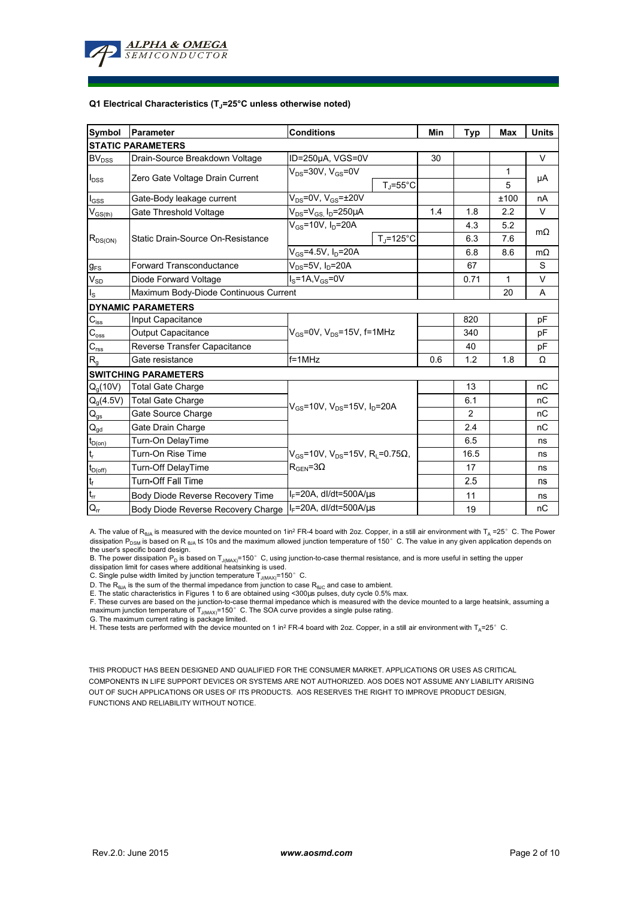**Q1 Electrical Characteristics ($T_J$=25°C unless otherwise noted)**

| Symbol | Parameter | Conditions | | Min | Typ | Max | Units |
|---|---|---|---|---|---|---|---|
| **STATIC PARAMETERS** | | | | | | | |
| $BV_{DSS}$ | Drain-Source Breakdown Voltage | ID=250µA, VGS=0V | | 30 | | | V |
| $I_{DSS}$ | Zero Gate Voltage Drain Current | $V_{DS}$=30V, $V_{GS}$=0V | | | | 1 | µA |
| | | | $T_J$=55°C | | | 5 | |
| $I_{GSS}$ | Gate-Body leakage current | $V_{DS}$=0V, $V_{GS}$=±20V | | | | ±100 | nA |
| $V_{GS(th)}$ | Gate Threshold Voltage | $V_{DS}$=$V_{GS,}$ $I_D$=250µA | | 1.4 | 1.8 | 2.2 | V |
| $R_{DS(ON)}$ | Static Drain-Source On-Resistance | $V_{GS}$=10V, $I_D$=20A | | | 4.3 | 5.2 | mΩ |
| | | | $T_J$=125°C | | 6.3 | 7.6 | |
| | | $V_{GS}$=4.5V, $I_D$=20A | | | 6.8 | 8.6 | mΩ |
| $g_{FS}$ | Forward Transconductance | $V_{DS}$=5V, $I_D$=20A | | | 67 | | S |
| $V_{SD}$ | Diode Forward Voltage | $I_S$=1A,$V_{GS}$=0V | | | 0.71 | 1 | V |
| $I_S$ | Maximum Body-Diode Continuous Current | | | | | 20 | A |
| **DYNAMIC PARAMETERS** | | | | | | | |
| $C_{iss}$ | Input Capacitance | $V_{GS}$=0V, $V_{DS}$=15V, f=1MHz | | | 820 | | pF |
| $C_{oss}$ | Output Capacitance | | | | 340 | | pF |
| $C_{rss}$ | Reverse Transfer Capacitance | | | | 40 | | pF |
| $R_g$ | Gate resistance | f=1MHz | | 0.6 | 1.2 | 1.8 | Ω |
| **SWITCHING PARAMETERS** | | | | | | | |
| $Q_g$(10V) | Total Gate Charge | $V_{GS}$=10V, $V_{DS}$=15V, $I_D$=20A | | | 13 | | nC |
| $Q_g$(4.5V) | Total Gate Charge | | | | 6.1 | | nC |
| $Q_{gs}$ | Gate Source Charge | | | | 2 | | nC |
| $Q_{gd}$ | Gate Drain Charge | | | | 2.4 | | nC |
| $t_{D(on)}$ | Turn-On DelayTime | $V_{GS}$=10V, $V_{DS}$=15V, $R_L$=0.75Ω, $R_{GEN}$=3Ω | | | 6.5 | | ns |
| $t_r$ | Turn-On Rise Time | | | | 16.5 | | ns |
| $t_{D(off)}$ | Turn-Off DelayTime | | | | 17 | | ns |
| $t_f$ | Turn-Off Fall Time | | | | 2.5 | | ns |
| $t_{rr}$ | Body Diode Reverse Recovery Time | $I_F$=20A, dI/dt=500A/µs | | | 11 | | ns |
| $Q_{rr}$ | Body Diode Reverse Recovery Charge | $I_F$=20A, dI/dt=500A/µs | | | 19 | | nC |

A. The value of $R_{\theta JA}$ is measured with the device mounted on 1in² FR-4 board with 2oz. Copper, in a still air environment with $T_A$ =25° C. The Power dissipation $P_{DSM}$ is based on R $_{\theta JA}$ t≤ 10s and the maximum allowed junction temperature of 150° C. The value in any given application depends on the user's specific board design.

B. The power dissipation $P_D$ is based on $T_{J(MAX)}$=150° C, using junction-to-case thermal resistance, and is more useful in setting the upper dissipation limit for cases where additional heatsinking is used.

C. Single pulse width limited by junction temperature $T_{J(MAX)}$=150° C.

D. The $R_{\theta JA}$ is the sum of the thermal impedance from junction to case $R_{\theta JC}$ and case to ambient.

E. The static characteristics in Figures 1 to 6 are obtained using <300µs pulses, duty cycle 0.5% max.

F. These curves are based on the junction-to-case thermal impedance which is measured with the device mounted to a large heatsink, assuming a maximum junction temperature of $T_{J(MAX)}$=150° C. The SOA curve provides a single pulse rating.

G. The maximum current rating is package limited.

H. These tests are performed with the device mounted on 1 in² FR-4 board with 2oz. Copper, in a still air environment with $T_A$=25° C.

THIS PRODUCT HAS BEEN DESIGNED AND QUALIFIED FOR THE CONSUMER MARKET. APPLICATIONS OR USES AS CRITICAL COMPONENTS IN LIFE SUPPORT DEVICES OR SYSTEMS ARE NOT AUTHORIZED. AOS DOES NOT ASSUME ANY LIABILITY ARISING OUT OF SUCH APPLICATIONS OR USES OF ITS PRODUCTS. AOS RESERVES THE RIGHT TO IMPROVE PRODUCT DESIGN, FUNCTIONS AND RELIABILITY WITHOUT NOTICE.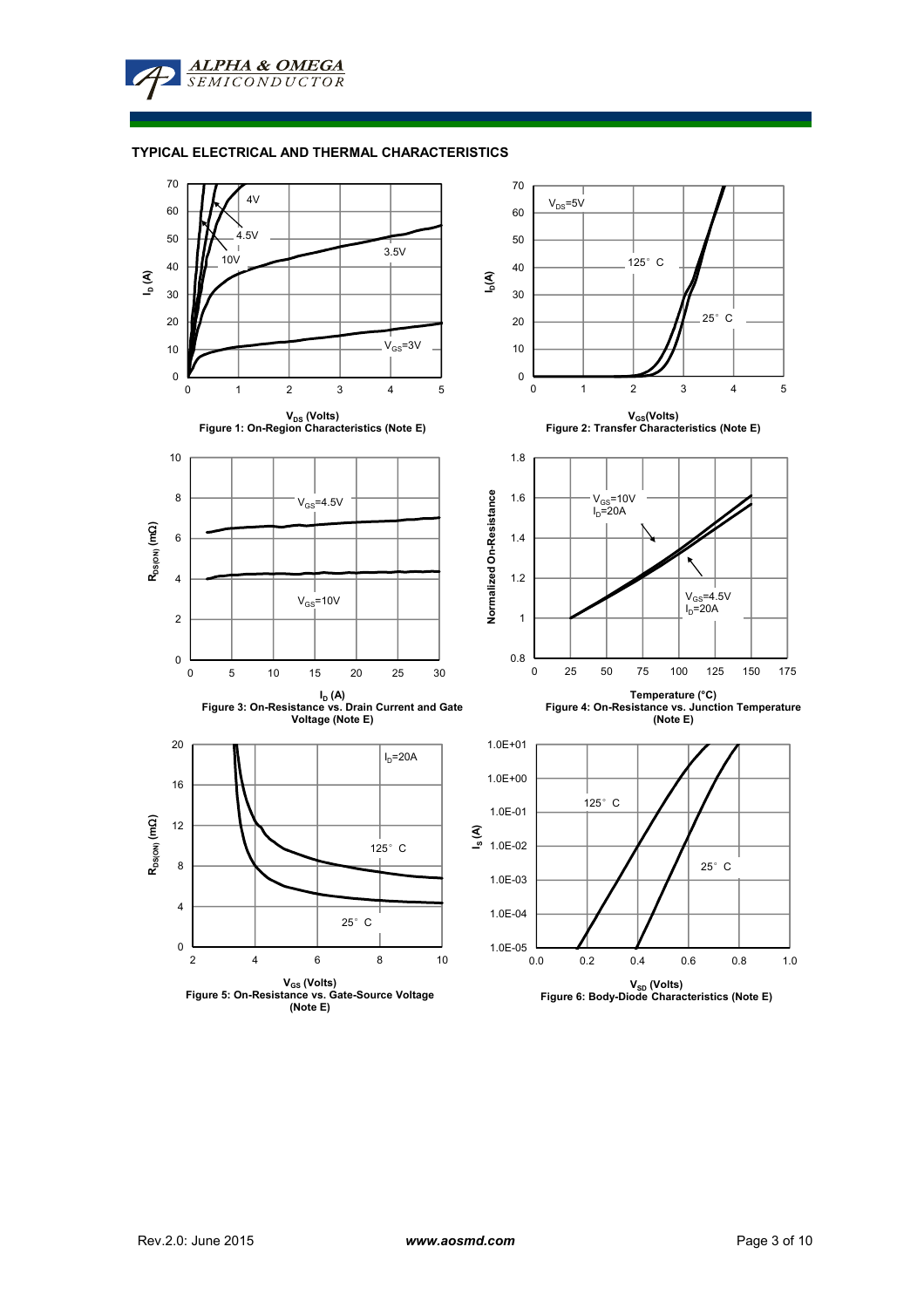## TYPICAL ELECTRICAL AND THERMAL CHARACTERISTICS

Figure 1: On-Region Characteristics (Note E)

Figure 2: Transfer Characteristics (Note E)

Figure 3: On-Resistance vs. Drain Current and Gate Voltage (Note E)

Figure 4: On-Resistance vs. Junction Temperature (Note E)

Figure 5: On-Resistance vs. Gate-Source Voltage (Note E)

Figure 6: Body-Diode Characteristics (Note E)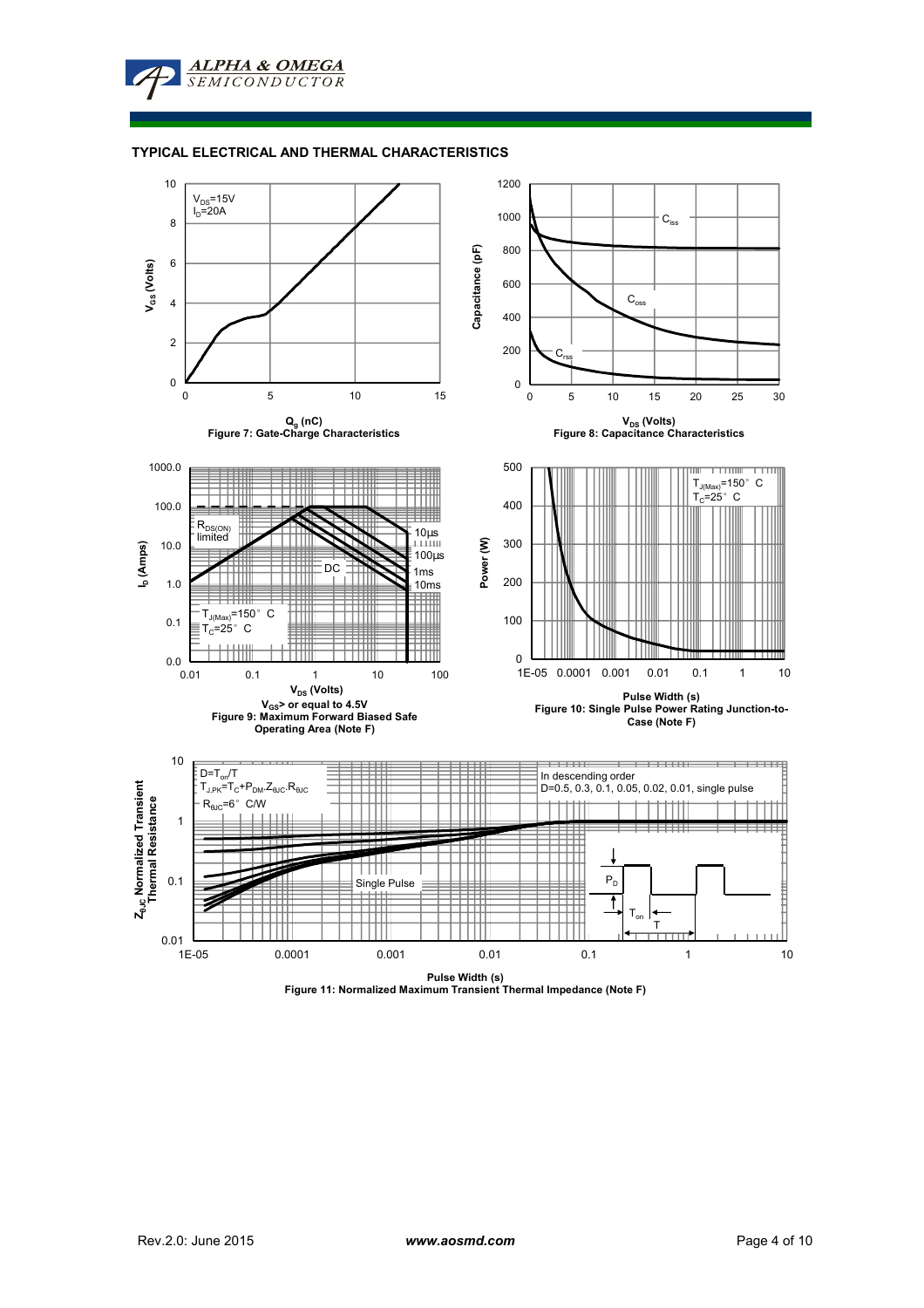## TYPICAL ELECTRICAL AND THERMAL CHARACTERISTICS

Figure 7: Gate-Charge Characteristics

Figure 8: Capacitance Characteristics

$V_{GS}$> or equal to 4.5V
Figure 9: Maximum Forward Biased Safe Operating Area (Note F)

Figure 10: Single Pulse Power Rating Junction-to-Case (Note F)

Figure 11: Normalized Maximum Transient Thermal Impedance (Note F)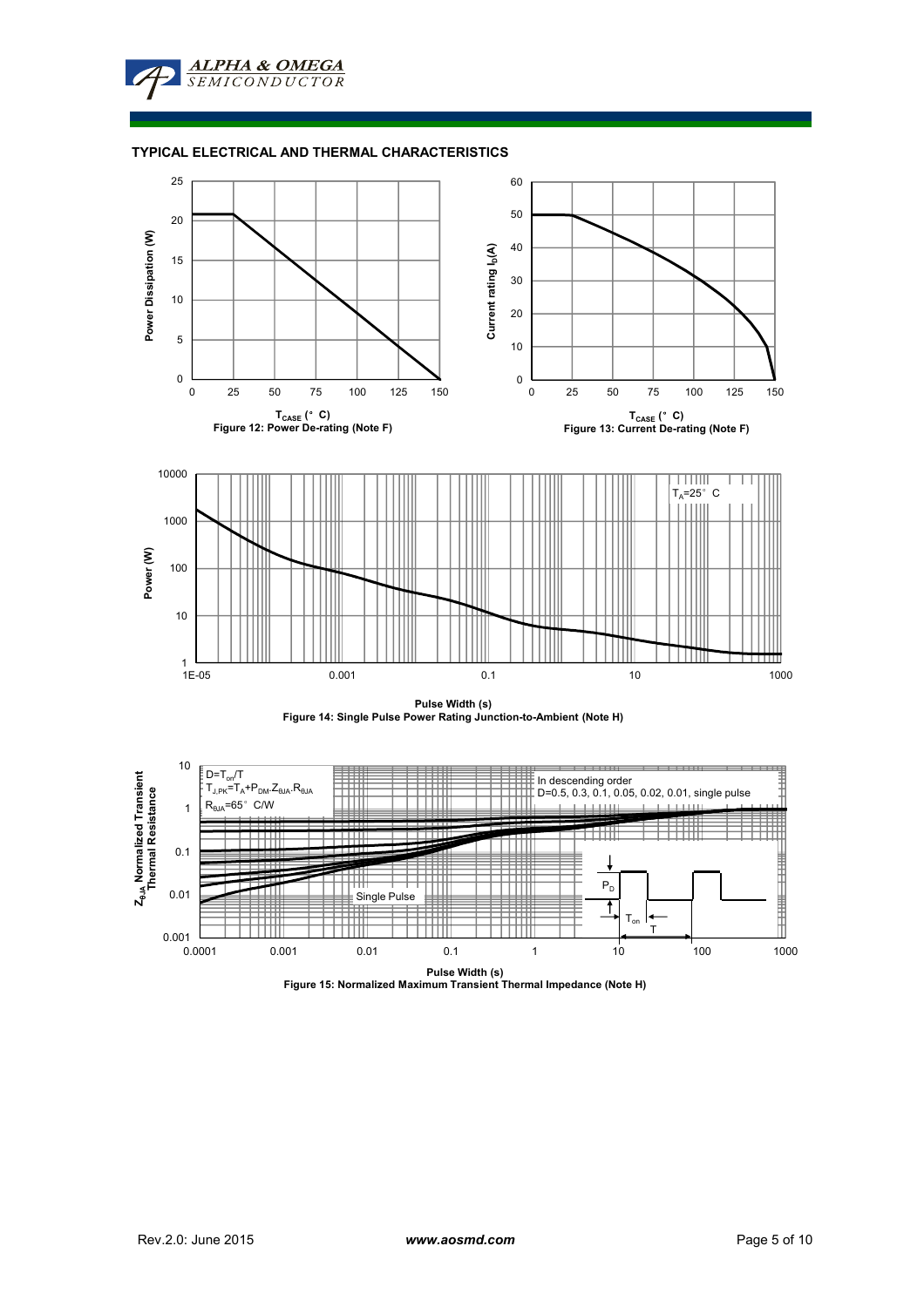## TYPICAL ELECTRICAL AND THERMAL CHARACTERISTICS

Figure 12: Power De-rating (Note F)

Figure 13: Current De-rating (Note F)

Figure 14: Single Pulse Power Rating Junction-to-Ambient (Note H)

Figure 15: Normalized Maximum Transient Thermal Impedance (Note H)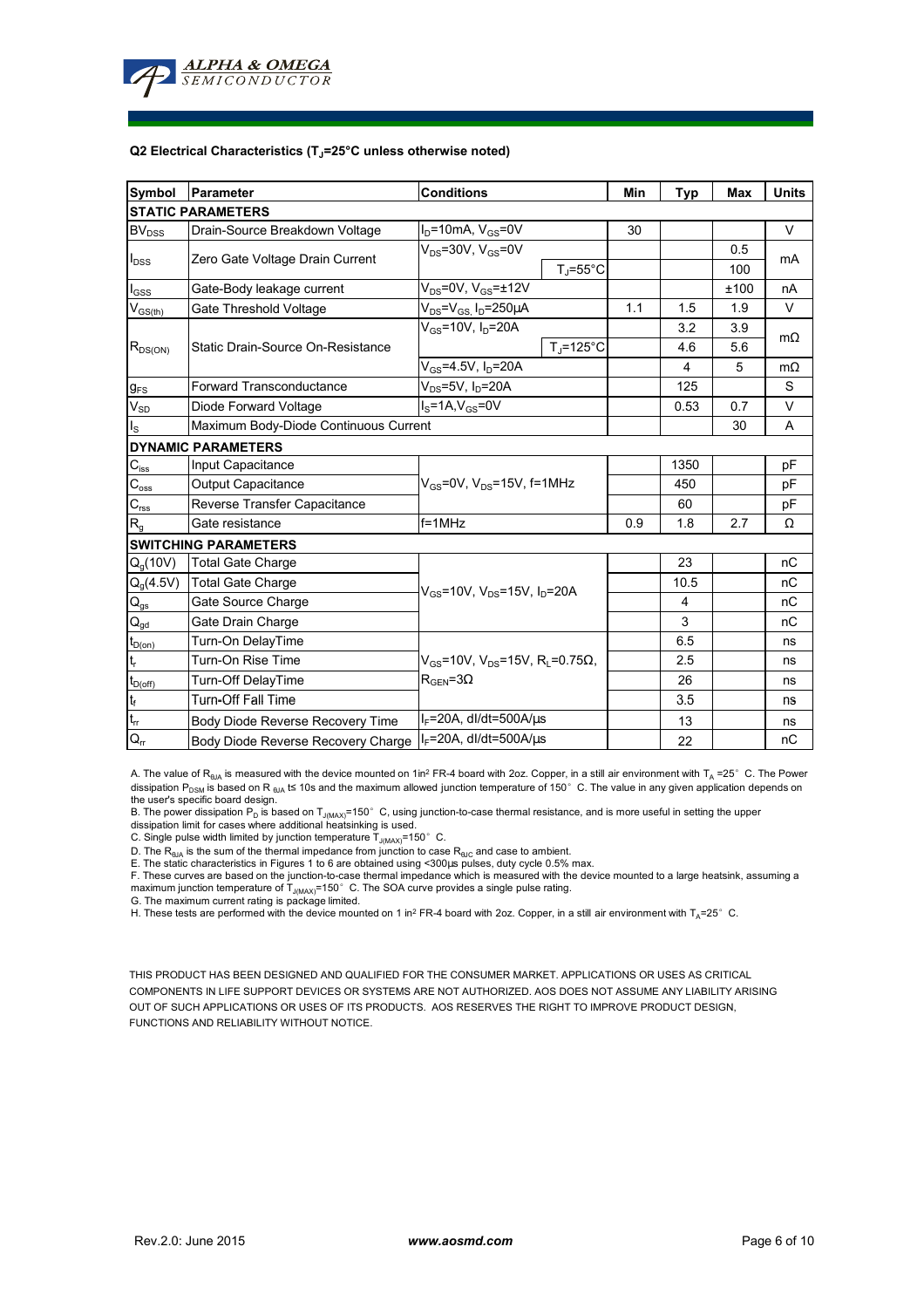**Q2 Electrical Characteristics ($T_J$=25°C unless otherwise noted)**

| Symbol | Parameter | Conditions | | Min | Typ | Max | Units |
|---|---|---|---|---|---|---|---|
| **STATIC PARAMETERS** | | | | | | | |
| $BV_{DSS}$ | Drain-Source Breakdown Voltage | $I_D$=10mA, $V_{GS}$=0V | | 30 | | | V |
| $I_{DSS}$ | Zero Gate Voltage Drain Current | $V_{DS}$=30V, $V_{GS}$=0V | | | | 0.5 | mA |
| | | | $T_J$=55°C | | | 100 | |
| $I_{GSS}$ | Gate-Body leakage current | $V_{DS}$=0V, $V_{GS}$=±12V | | | | ±100 | nA |
| $V_{GS(th)}$ | Gate Threshold Voltage | $V_{DS}$=$V_{GS}$, $I_D$=250µA | | 1.1 | 1.5 | 1.9 | V |
| $R_{DS(ON)}$ | Static Drain-Source On-Resistance | $V_{GS}$=10V, $I_D$=20A | | | 3.2 | 3.9 | mΩ |
| | | | $T_J$=125°C | | 4.6 | 5.6 | |
| | | $V_{GS}$=4.5V, $I_D$=20A | | | 4 | 5 | mΩ |
| $g_{FS}$ | Forward Transconductance | $V_{DS}$=5V, $I_D$=20A | | | 125 | | S |
| $V_{SD}$ | Diode Forward Voltage | $I_S$=1A,$V_{GS}$=0V | | | 0.53 | 0.7 | V |
| $I_S$ | Maximum Body-Diode Continuous Current | | | | | 30 | A |
| **DYNAMIC PARAMETERS** | | | | | | | |
| $C_{iss}$ | Input Capacitance | $V_{GS}$=0V, $V_{DS}$=15V, f=1MHz | | | 1350 | | pF |
| $C_{oss}$ | Output Capacitance | | | | 450 | | pF |
| $C_{rss}$ | Reverse Transfer Capacitance | | | | 60 | | pF |
| $R_g$ | Gate resistance | f=1MHz | | 0.9 | 1.8 | 2.7 | Ω |
| **SWITCHING PARAMETERS** | | | | | | | |
| $Q_g$(10V) | Total Gate Charge | $V_{GS}$=10V, $V_{DS}$=15V, $I_D$=20A | | | 23 | | nC |
| $Q_g$(4.5V) | Total Gate Charge | | | | 10.5 | | nC |
| $Q_{gs}$ | Gate Source Charge | | | | 4 | | nC |
| $Q_{gd}$ | Gate Drain Charge | | | | 3 | | nC |
| $t_{D(on)}$ | Turn-On DelayTime | $V_{GS}$=10V, $V_{DS}$=15V, $R_L$=0.75Ω, $R_{GEN}$=3Ω | | | 6.5 | | ns |
| $t_r$ | Turn-On Rise Time | | | | 2.5 | | ns |
| $t_{D(off)}$ | Turn-Off DelayTime | | | | 26 | | ns |
| $t_f$ | Turn-Off Fall Time | | | | 3.5 | | ns |
| $t_{rr}$ | Body Diode Reverse Recovery Time | $I_F$=20A, dI/dt=500A/µs | | | 13 | | ns |
| $Q_{rr}$ | Body Diode Reverse Recovery Charge | $I_F$=20A, dI/dt=500A/µs | | | 22 | | nC |

A. The value of $R_{θJA}$ is measured with the device mounted on 1in² FR-4 board with 2oz. Copper, in a still air environment with $T_A$ =25° C. The Power dissipation $P_{DSM}$ is based on R $_{θJA}$ t≤ 10s and the maximum allowed junction temperature of 150° C. The value in any given application depends on the user's specific board design.
B. The power dissipation $P_D$ is based on $T_{J(MAX)}$=150° C, using junction-to-case thermal resistance, and is more useful in setting the upper dissipation limit for cases where additional heatsinking is used.
C. Single pulse width limited by junction temperature $T_{J(MAX)}$=150° C.
D. The $R_{θJA}$ is the sum of the thermal impedance from junction to case $R_{θJC}$ and case to ambient.
E. The static characteristics in Figures 1 to 6 are obtained using <300µs pulses, duty cycle 0.5% max.
F. These curves are based on the junction-to-case thermal impedance which is measured with the device mounted to a large heatsink, assuming a maximum junction temperature of $T_{J(MAX)}$=150° C. The SOA curve provides a single pulse rating.
G. The maximum current rating is package limited.
H. These tests are performed with the device mounted on 1 in² FR-4 board with 2oz. Copper, in a still air environment with $T_A$=25° C.

THIS PRODUCT HAS BEEN DESIGNED AND QUALIFIED FOR THE CONSUMER MARKET. APPLICATIONS OR USES AS CRITICAL COMPONENTS IN LIFE SUPPORT DEVICES OR SYSTEMS ARE NOT AUTHORIZED. AOS DOES NOT ASSUME ANY LIABILITY ARISING OUT OF SUCH APPLICATIONS OR USES OF ITS PRODUCTS. AOS RESERVES THE RIGHT TO IMPROVE PRODUCT DESIGN, FUNCTIONS AND RELIABILITY WITHOUT NOTICE.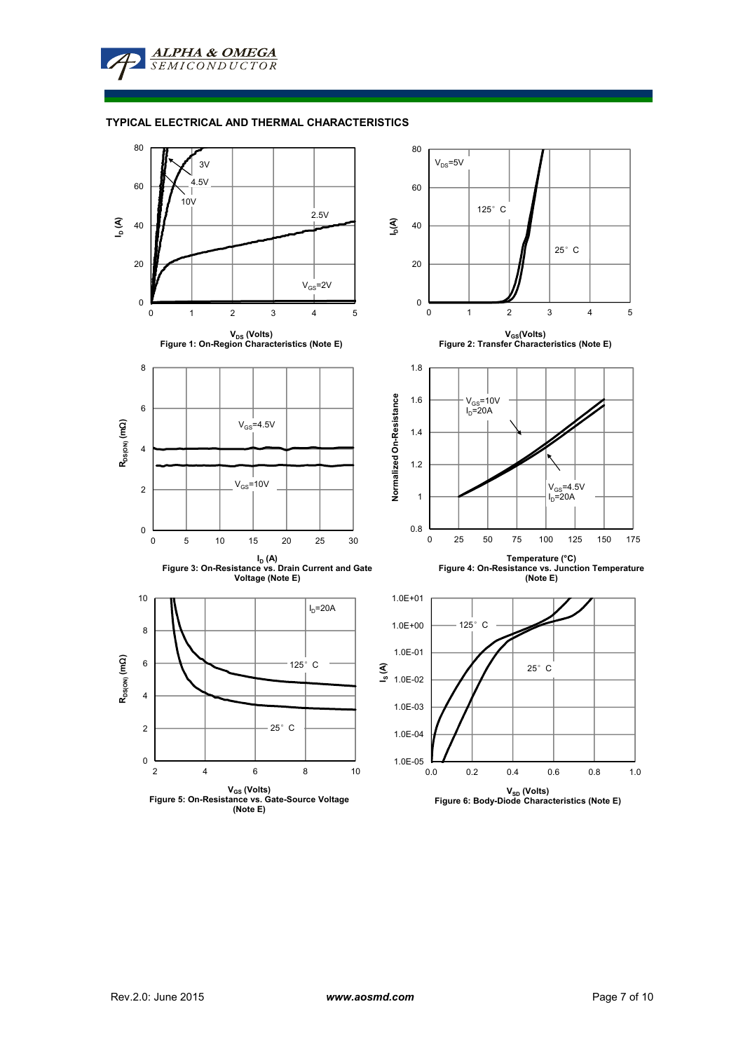## TYPICAL ELECTRICAL AND THERMAL CHARACTERISTICS

Figure 1: On-Region Characteristics (Note E)

Figure 2: Transfer Characteristics (Note E)

Figure 3: On-Resistance vs. Drain Current and Gate Voltage (Note E)

Figure 4: On-Resistance vs. Junction Temperature (Note E)

Figure 5: On-Resistance vs. Gate-Source Voltage (Note E)

Figure 6: Body-Diode Characteristics (Note E)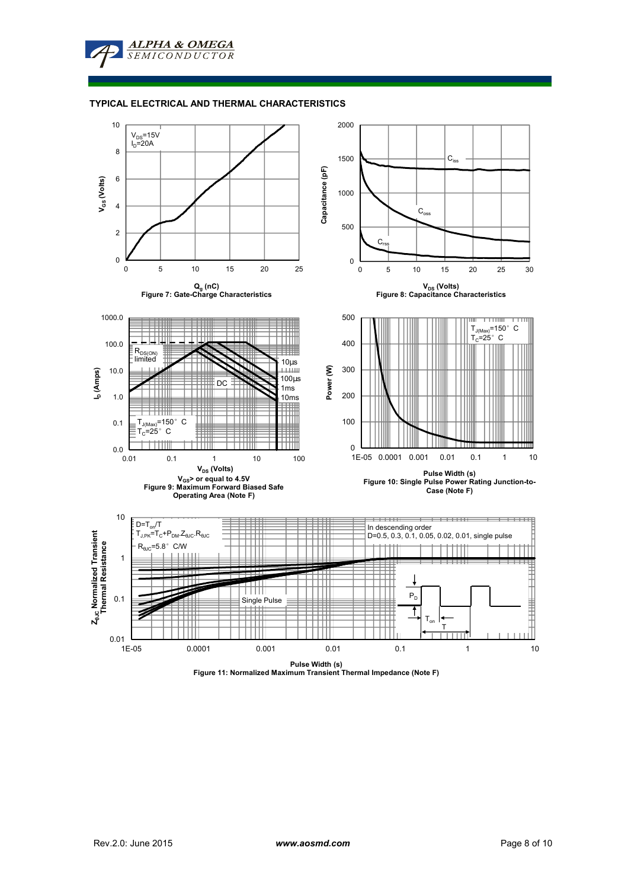## TYPICAL ELECTRICAL AND THERMAL CHARACTERISTICS

$V_{DS}$=15V
$I_D$=20A

$V_{GS}$ (Volts)

$Q_g$ (nC)

Figure 7: Gate-Charge Characteristics

$C_{iss}$

$C_{oss}$

$C_{rss}$

Capacitance (pF)

$V_{DS}$ (Volts)

Figure 8: Capacitance Characteristics

$R_{DS(ON)}$ limited

10µs

100µs

1ms

10ms

DC

$T_{J(Max)}$=150° C
$T_C$=25° C

$I_D$ (Amps)

$V_{DS}$ (Volts)

$V_{GS}$> or equal to 4.5V

Figure 9: Maximum Forward Biased Safe Operating Area (Note F)

$T_{J(Max)}$=150° C
$T_C$=25° C

Power (W)

Pulse Width (s)

Figure 10: Single Pulse Power Rating Junction-to-Case (Note F)

$D=T_{on}/T$
$T_{J,PK}=T_C+P_{DM} \cdot Z_{\theta JC} \cdot R_{\theta JC}$
$R_{\theta JC}$=5.8° C/W

In descending order
D=0.5, 0.3, 0.1, 0.05, 0.02, 0.01, single pulse

Single Pulse

$P_D$

$T_{on}$

T

$Z_{\theta JC}$ Normalized Transient Thermal Resistance

Pulse Width (s)

Figure 11: Normalized Maximum Transient Thermal Impedance (Note F)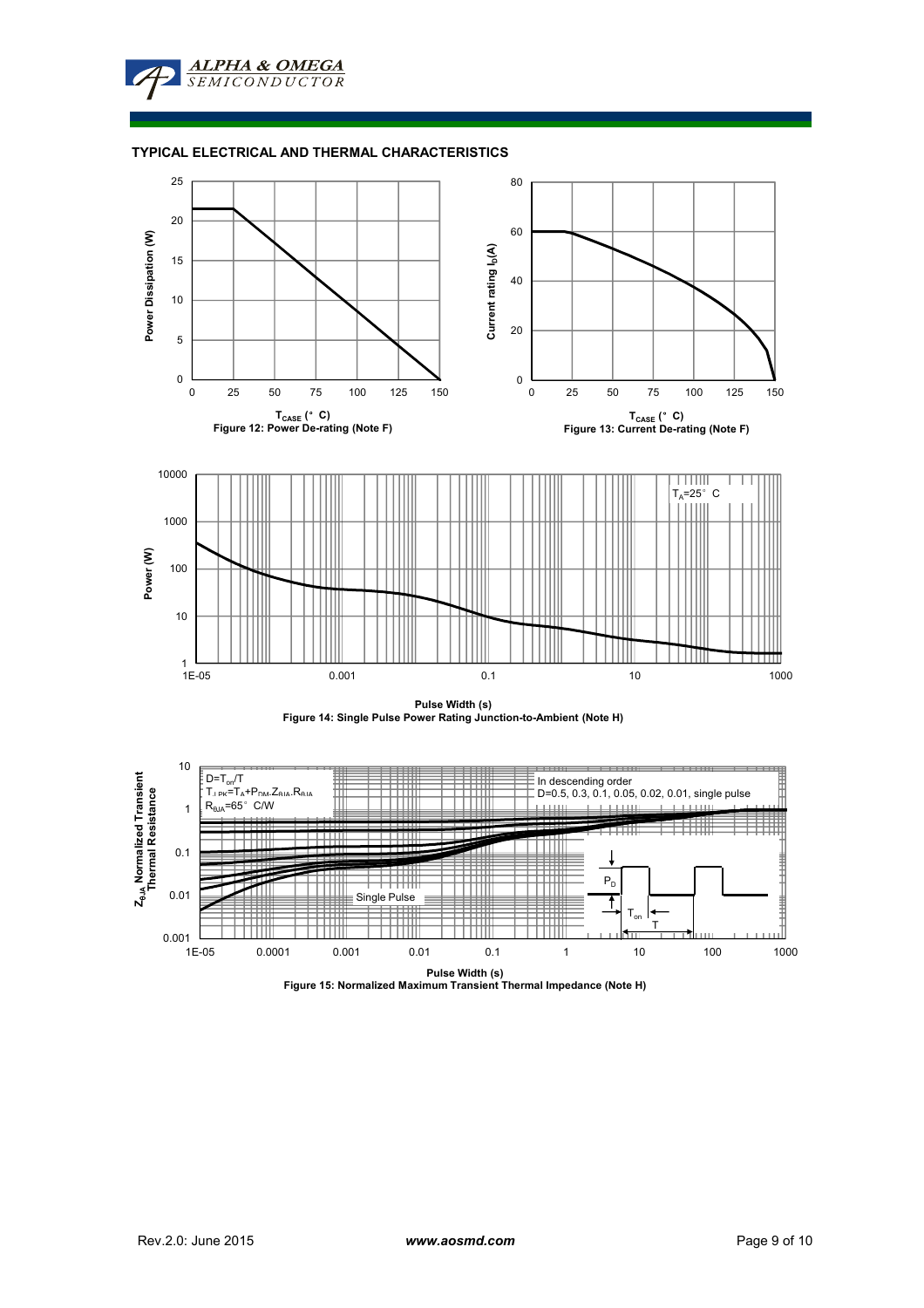## TYPICAL ELECTRICAL AND THERMAL CHARACTERISTICS

Power Dissipation (W)

$T_{CASE}$ (°C)

Figure 12: Power De-rating (Note F)

Current rating $I_D$(A)

$T_{CASE}$ (°C)

Figure 13: Current De-rating (Note F)

$T_A$=25°C

Power (W)

Pulse Width (s)

Figure 14: Single Pulse Power Rating Junction-to-Ambient (Note H)

D=$T_{on}$/T

$T_{J,PK}$=$T_A$+$P_{DM}$.$Z_{\theta JA}$.$R_{\theta JA}$

$R_{\theta JA}$=65°C/W

In descending order

D=0.5, 0.3, 0.1, 0.05, 0.02, 0.01, single pulse

Single Pulse

$Z_{\theta JA}$ Normalized Transient Thermal Resistance

Pulse Width (s)

Figure 15: Normalized Maximum Transient Thermal Impedance (Note H)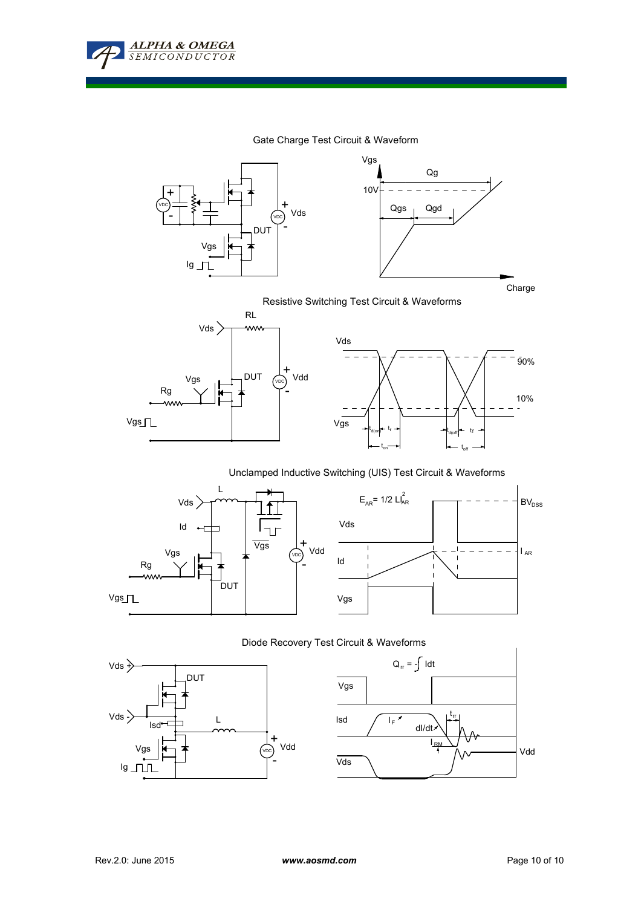## Gate Charge Test Circuit & Waveform

VDC
Vds
DUT
Vgs
Ig

Vgs
Qg
10V
Qgs
Qgd
Charge

## Resistive Switching Test Circuit & Waveforms

RL
Vds
Vdd
DUT
Vgs
Rg
Vgs

Vds
90%
10%
Vgs
$t_{d(on)}$
$t_r$
$t_{on}$
$t_{d(off)}$
$t_f$
$t_{off}$

## Unclamped Inductive Switching (UIS) Test Circuit & Waveforms

L
Vds
Id
Vgs
Rg
Vgs
DUT
Vgs
Vdd

$E_{AR} = 1/2\ L I_{AR}^2$
$BV_{DSS}$
Vds
Id
$I_{AR}$
Vgs

## Diode Recovery Test Circuit & Waveforms

Vds +
DUT
Vds -
Isd
L
Vgs
Ig
Vdd

$Q_{rr} = -\int Idt$
Vgs
Isd
$I_F$
dI/dt
$t_{rr}$
$I_{RM}$
Vds
Vdd

Rev.2.0: June 2015 www.aosmd.com